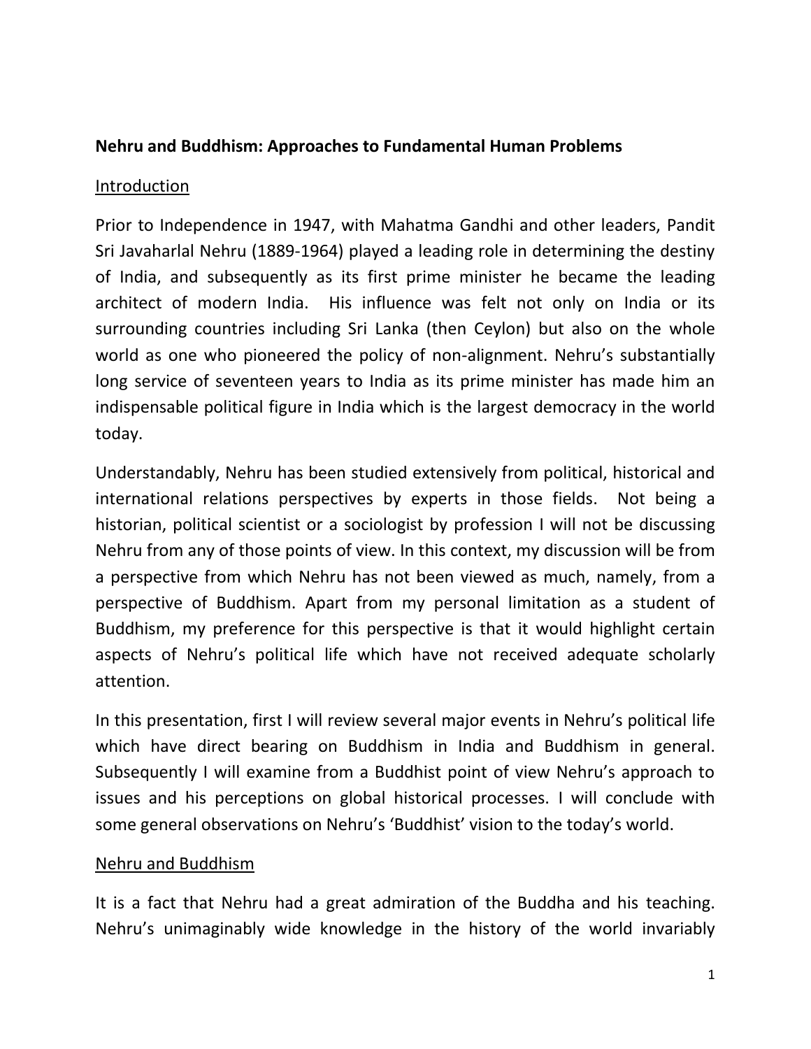**Nehru and Buddhism: Approaches to Fundamental Human Problems**

Introduction

Prior to Independence in 1947, with Mahatma Gandhi and other leaders, Pandit Sri Javaharlal Nehru (1889-1964) played a leading role in determining the destiny of India, and subsequently as its first prime minister he became the leading architect of modern India. His influence was felt not only on India or its surrounding countries including Sri Lanka (then Ceylon) but also on the whole world as one who pioneered the policy of non-alignment. Nehru's substantially long service of seventeen years to India as its prime minister has made him an indispensable political figure in India which is the largest democracy in the world today.

Understandably, Nehru has been studied extensively from political, historical and international relations perspectives by experts in those fields. Not being a historian, political scientist or a sociologist by profession I will not be discussing Nehru from any of those points of view. In this context, my discussion will be from a perspective from which Nehru has not been viewed as much, namely, from a perspective of Buddhism. Apart from my personal limitation as a student of Buddhism, my preference for this perspective is that it would highlight certain aspects of Nehru's political life which have not received adequate scholarly attention.

In this presentation, first I will review several major events in Nehru's political life which have direct bearing on Buddhism in India and Buddhism in general. Subsequently I will examine from a Buddhist point of view Nehru's approach to issues and his perceptions on global historical processes. I will conclude with some general observations on Nehru's 'Buddhist' vision to the today's world.

Nehru and Buddhism

It is a fact that Nehru had a great admiration of the Buddha and his teaching. Nehru's unimaginably wide knowledge in the history of the world invariably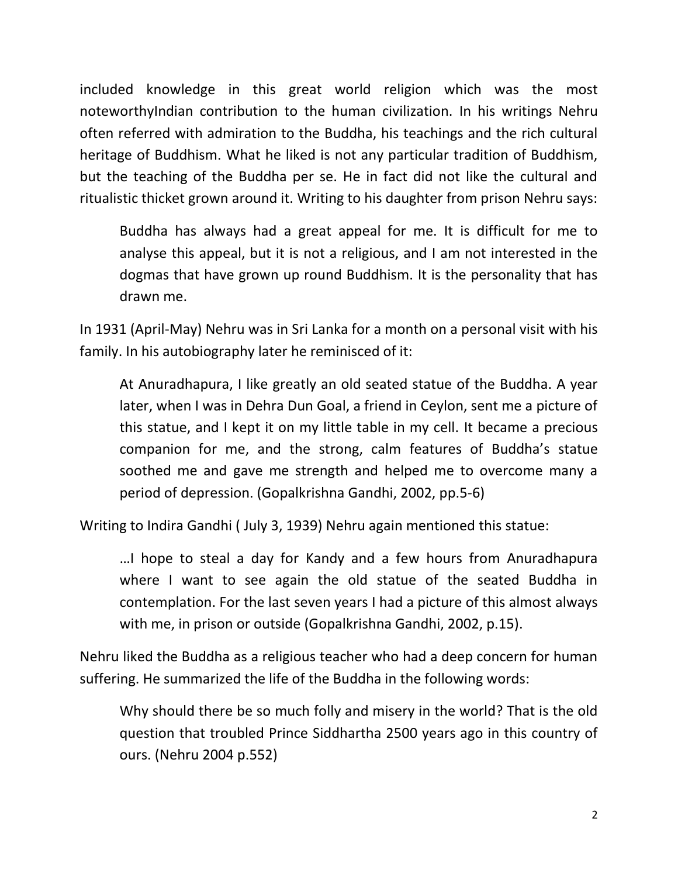included knowledge in this great world religion which was the most noteworthyIndian contribution to the human civilization. In his writings Nehru often referred with admiration to the Buddha, his teachings and the rich cultural heritage of Buddhism. What he liked is not any particular tradition of Buddhism, but the teaching of the Buddha per se. He in fact did not like the cultural and ritualistic thicket grown around it. Writing to his daughter from prison Nehru says:

> Buddha has always had a great appeal for me. It is difficult for me to analyse this appeal, but it is not a religious, and I am not interested in the dogmas that have grown up round Buddhism. It is the personality that has drawn me.

In 1931 (April-May) Nehru was in Sri Lanka for a month on a personal visit with his family. In his autobiography later he reminisced of it:

> At Anuradhapura, I like greatly an old seated statue of the Buddha. A year later, when I was in Dehra Dun Goal, a friend in Ceylon, sent me a picture of this statue, and I kept it on my little table in my cell. It became a precious companion for me, and the strong, calm features of Buddha's statue soothed me and gave me strength and helped me to overcome many a period of depression. (Gopalkrishna Gandhi, 2002, pp.5-6)

Writing to Indira Gandhi ( July 3, 1939) Nehru again mentioned this statue:

> …I hope to steal a day for Kandy and a few hours from Anuradhapura where I want to see again the old statue of the seated Buddha in contemplation. For the last seven years I had a picture of this almost always with me, in prison or outside (Gopalkrishna Gandhi, 2002, p.15).

Nehru liked the Buddha as a religious teacher who had a deep concern for human suffering. He summarized the life of the Buddha in the following words:

> Why should there be so much folly and misery in the world? That is the old question that troubled Prince Siddhartha 2500 years ago in this country of ours. (Nehru 2004 p.552)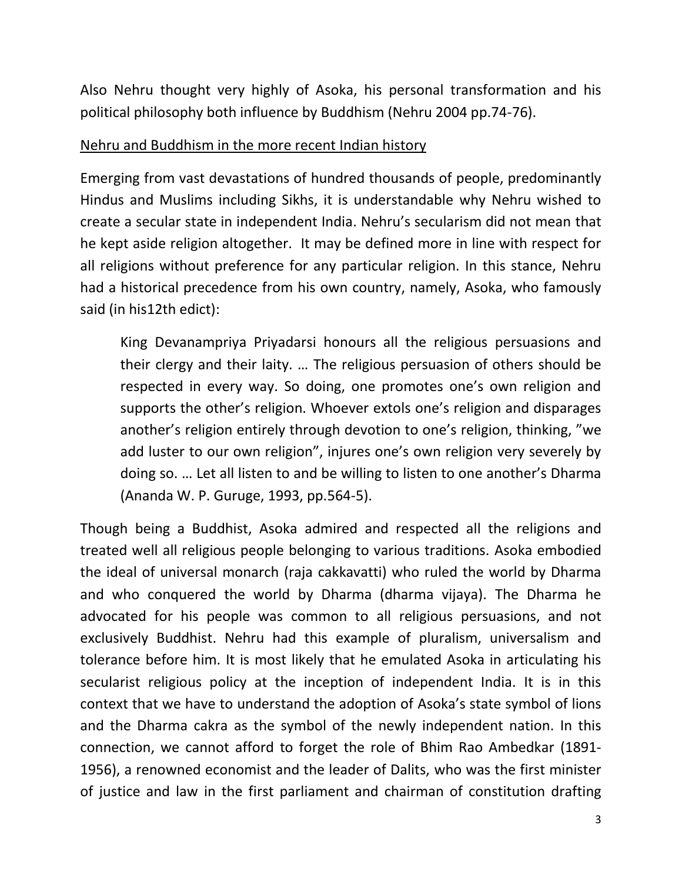Also Nehru thought very highly of Asoka, his personal transformation and his political philosophy both influence by Buddhism (Nehru 2004 pp.74-76).

<u>Nehru and Buddhism in the more recent Indian history</u>

Emerging from vast devastations of hundred thousands of people, predominantly Hindus and Muslims including Sikhs, it is understandable why Nehru wished to create a secular state in independent India. Nehru's secularism did not mean that he kept aside religion altogether. It may be defined more in line with respect for all religions without preference for any particular religion. In this stance, Nehru had a historical precedence from his own country, namely, Asoka, who famously said (in his12th edict):

> King Devanampriya Priyadarsi honours all the religious persuasions and their clergy and their laity. … The religious persuasion of others should be respected in every way. So doing, one promotes one's own religion and supports the other's religion. Whoever extols one's religion and disparages another's religion entirely through devotion to one's religion, thinking, "we add luster to our own religion", injures one's own religion very severely by doing so. … Let all listen to and be willing to listen to one another's Dharma (Ananda W. P. Guruge, 1993, pp.564-5).

Though being a Buddhist, Asoka admired and respected all the religions and treated well all religious people belonging to various traditions. Asoka embodied the ideal of universal monarch (raja cakkavatti) who ruled the world by Dharma and who conquered the world by Dharma (dharma vijaya). The Dharma he advocated for his people was common to all religious persuasions, and not exclusively Buddhist. Nehru had this example of pluralism, universalism and tolerance before him. It is most likely that he emulated Asoka in articulating his secularist religious policy at the inception of independent India. It is in this context that we have to understand the adoption of Asoka's state symbol of lions and the Dharma cakra as the symbol of the newly independent nation. In this connection, we cannot afford to forget the role of Bhim Rao Ambedkar (1891-1956), a renowned economist and the leader of Dalits, who was the first minister of justice and law in the first parliament and chairman of constitution drafting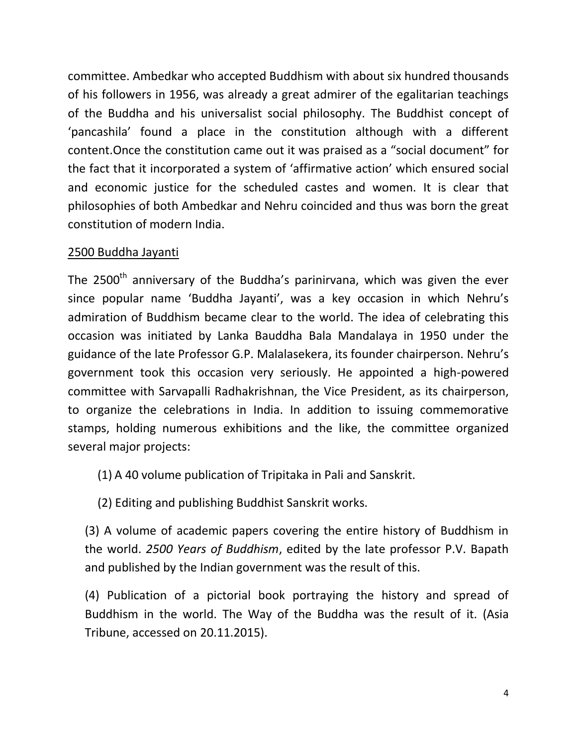committee. Ambedkar who accepted Buddhism with about six hundred thousands of his followers in 1956, was already a great admirer of the egalitarian teachings of the Buddha and his universalist social philosophy. The Buddhist concept of 'pancashila' found a place in the constitution although with a different content.Once the constitution came out it was praised as a "social document" for the fact that it incorporated a system of 'affirmative action' which ensured social and economic justice for the scheduled castes and women. It is clear that philosophies of both Ambedkar and Nehru coincided and thus was born the great constitution of modern India.

## 2500 Buddha Jayanti

The 2500th anniversary of the Buddha's parinirvana, which was given the ever since popular name 'Buddha Jayanti', was a key occasion in which Nehru's admiration of Buddhism became clear to the world. The idea of celebrating this occasion was initiated by Lanka Bauddha Bala Mandalaya in 1950 under the guidance of the late Professor G.P. Malalasekera, its founder chairperson. Nehru's government took this occasion very seriously. He appointed a high-powered committee with Sarvapalli Radhakrishnan, the Vice President, as its chairperson, to organize the celebrations in India. In addition to issuing commemorative stamps, holding numerous exhibitions and the like, the committee organized several major projects:

(1) A 40 volume publication of Tripitaka in Pali and Sanskrit.

(2) Editing and publishing Buddhist Sanskrit works.

(3) A volume of academic papers covering the entire history of Buddhism in the world. *2500 Years of Buddhism*, edited by the late professor P.V. Bapath and published by the Indian government was the result of this.

(4) Publication of a pictorial book portraying the history and spread of Buddhism in the world. The Way of the Buddha was the result of it. (Asia Tribune, accessed on 20.11.2015).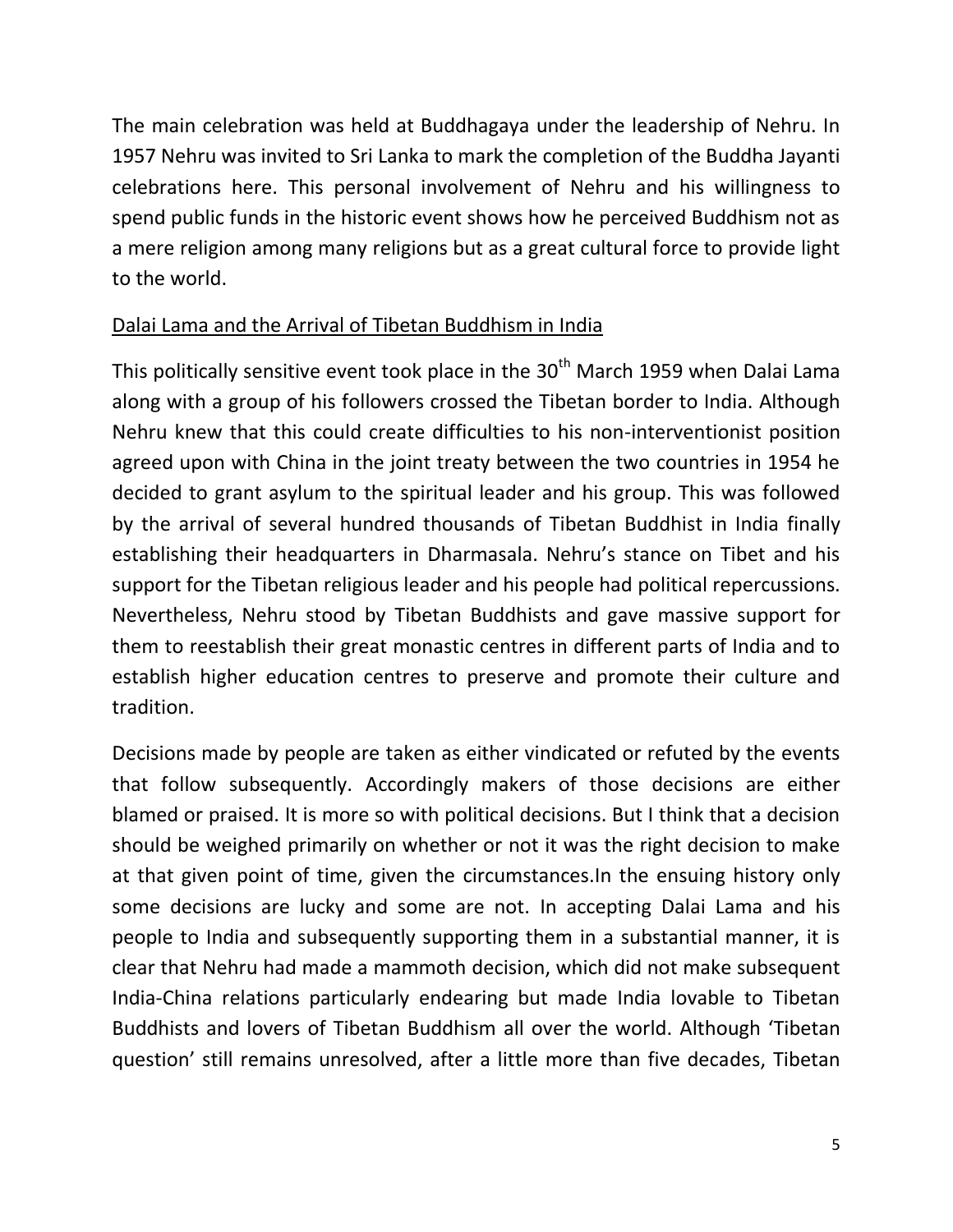The main celebration was held at Buddhagaya under the leadership of Nehru. In 1957 Nehru was invited to Sri Lanka to mark the completion of the Buddha Jayanti celebrations here. This personal involvement of Nehru and his willingness to spend public funds in the historic event shows how he perceived Buddhism not as a mere religion among many religions but as a great cultural force to provide light to the world.

<u>Dalai Lama and the Arrival of Tibetan Buddhism in India</u>

This politically sensitive event took place in the 30th March 1959 when Dalai Lama along with a group of his followers crossed the Tibetan border to India. Although Nehru knew that this could create difficulties to his non-interventionist position agreed upon with China in the joint treaty between the two countries in 1954 he decided to grant asylum to the spiritual leader and his group. This was followed by the arrival of several hundred thousands of Tibetan Buddhist in India finally establishing their headquarters in Dharmasala. Nehru's stance on Tibet and his support for the Tibetan religious leader and his people had political repercussions. Nevertheless, Nehru stood by Tibetan Buddhists and gave massive support for them to reestablish their great monastic centres in different parts of India and to establish higher education centres to preserve and promote their culture and tradition.

Decisions made by people are taken as either vindicated or refuted by the events that follow subsequently. Accordingly makers of those decisions are either blamed or praised. It is more so with political decisions. But I think that a decision should be weighed primarily on whether or not it was the right decision to make at that given point of time, given the circumstances.In the ensuing history only some decisions are lucky and some are not. In accepting Dalai Lama and his people to India and subsequently supporting them in a substantial manner, it is clear that Nehru had made a mammoth decision, which did not make subsequent India-China relations particularly endearing but made India lovable to Tibetan Buddhists and lovers of Tibetan Buddhism all over the world. Although 'Tibetan question' still remains unresolved, after a little more than five decades, Tibetan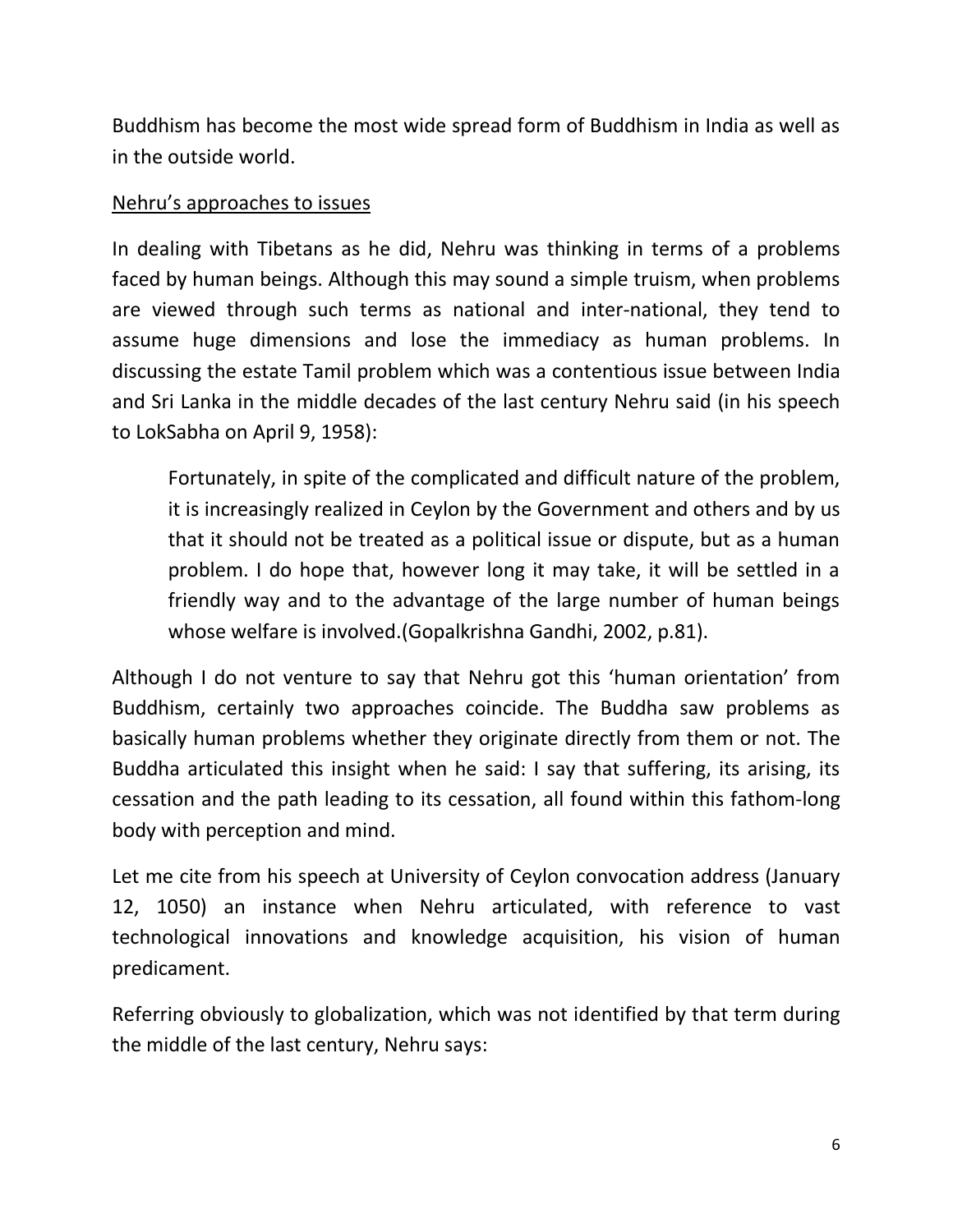Buddhism has become the most wide spread form of Buddhism in India as well as in the outside world.

<u>Nehru's approaches to issues</u>

In dealing with Tibetans as he did, Nehru was thinking in terms of a problems faced by human beings. Although this may sound a simple truism, when problems are viewed through such terms as national and inter-national, they tend to assume huge dimensions and lose the immediacy as human problems. In discussing the estate Tamil problem which was a contentious issue between India and Sri Lanka in the middle decades of the last century Nehru said (in his speech to LokSabha on April 9, 1958):

> Fortunately, in spite of the complicated and difficult nature of the problem, it is increasingly realized in Ceylon by the Government and others and by us that it should not be treated as a political issue or dispute, but as a human problem. I do hope that, however long it may take, it will be settled in a friendly way and to the advantage of the large number of human beings whose welfare is involved.(Gopalkrishna Gandhi, 2002, p.81).

Although I do not venture to say that Nehru got this 'human orientation' from Buddhism, certainly two approaches coincide. The Buddha saw problems as basically human problems whether they originate directly from them or not. The Buddha articulated this insight when he said: I say that suffering, its arising, its cessation and the path leading to its cessation, all found within this fathom-long body with perception and mind.

Let me cite from his speech at University of Ceylon convocation address (January 12, 1050) an instance when Nehru articulated, with reference to vast technological innovations and knowledge acquisition, his vision of human predicament.

Referring obviously to globalization, which was not identified by that term during the middle of the last century, Nehru says: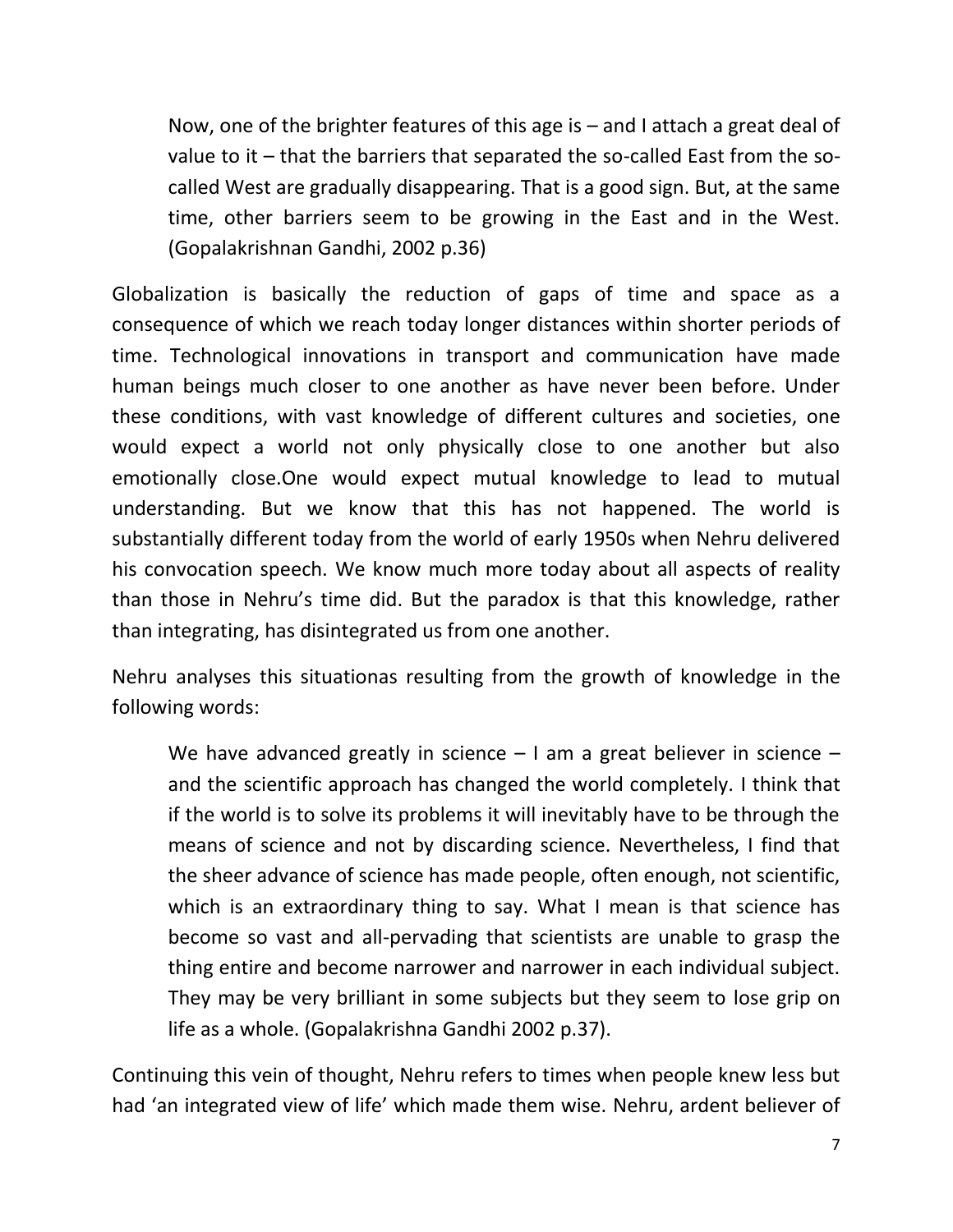> Now, one of the brighter features of this age is – and I attach a great deal of value to it – that the barriers that separated the so-called East from the so-called West are gradually disappearing. That is a good sign. But, at the same time, other barriers seem to be growing in the East and in the West. (Gopalakrishnan Gandhi, 2002 p.36)

Globalization is basically the reduction of gaps of time and space as a consequence of which we reach today longer distances within shorter periods of time. Technological innovations in transport and communication have made human beings much closer to one another as have never been before. Under these conditions, with vast knowledge of different cultures and societies, one would expect a world not only physically close to one another but also emotionally close.One would expect mutual knowledge to lead to mutual understanding. But we know that this has not happened. The world is substantially different today from the world of early 1950s when Nehru delivered his convocation speech. We know much more today about all aspects of reality than those in Nehru's time did. But the paradox is that this knowledge, rather than integrating, has disintegrated us from one another.

Nehru analyses this situationas resulting from the growth of knowledge in the following words:

> We have advanced greatly in science – I am a great believer in science – and the scientific approach has changed the world completely. I think that if the world is to solve its problems it will inevitably have to be through the means of science and not by discarding science. Nevertheless, I find that the sheer advance of science has made people, often enough, not scientific, which is an extraordinary thing to say. What I mean is that science has become so vast and all-pervading that scientists are unable to grasp the thing entire and become narrower and narrower in each individual subject. They may be very brilliant in some subjects but they seem to lose grip on life as a whole. (Gopalakrishna Gandhi 2002 p.37).

Continuing this vein of thought, Nehru refers to times when people knew less but had 'an integrated view of life' which made them wise. Nehru, ardent believer of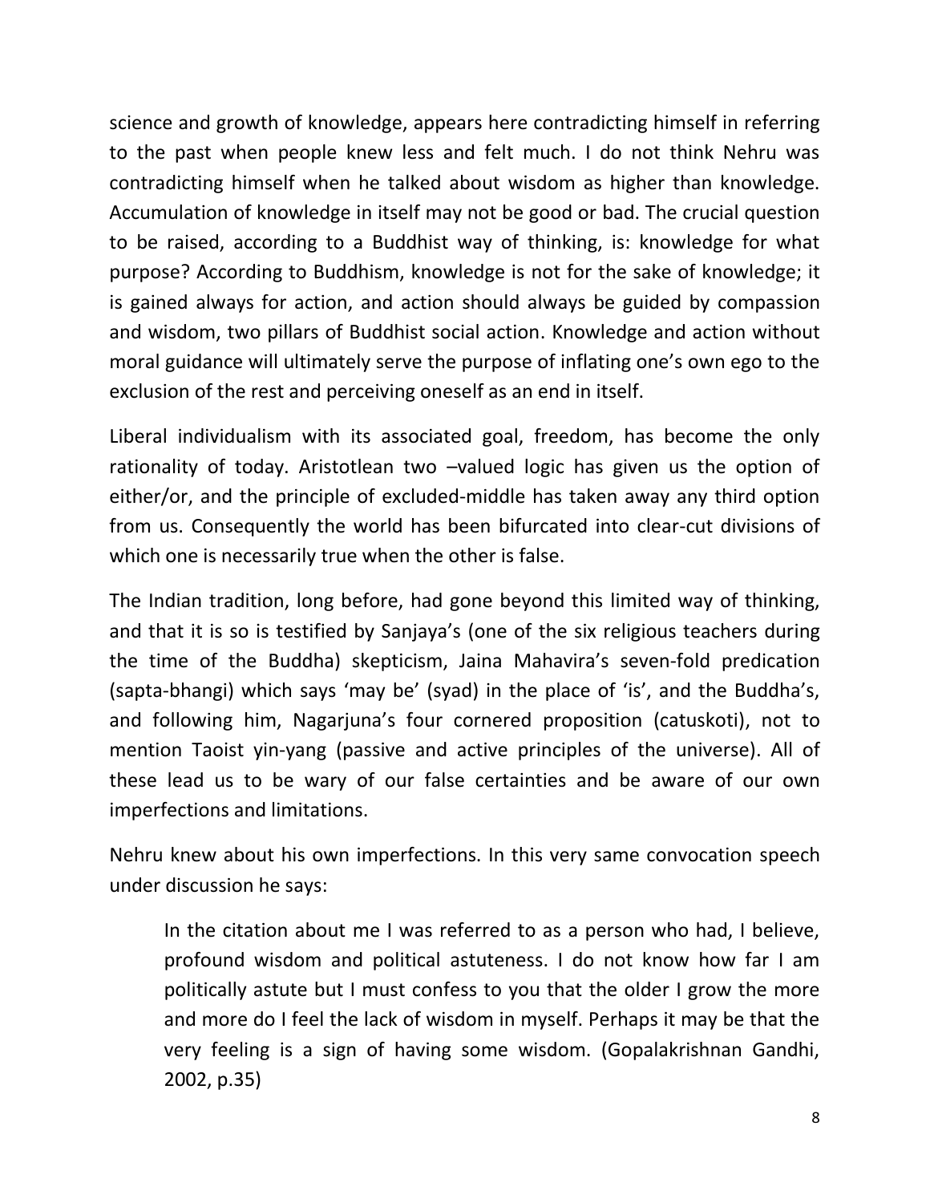science and growth of knowledge, appears here contradicting himself in referring to the past when people knew less and felt much. I do not think Nehru was contradicting himself when he talked about wisdom as higher than knowledge. Accumulation of knowledge in itself may not be good or bad. The crucial question to be raised, according to a Buddhist way of thinking, is: knowledge for what purpose? According to Buddhism, knowledge is not for the sake of knowledge; it is gained always for action, and action should always be guided by compassion and wisdom, two pillars of Buddhist social action. Knowledge and action without moral guidance will ultimately serve the purpose of inflating one's own ego to the exclusion of the rest and perceiving oneself as an end in itself.

Liberal individualism with its associated goal, freedom, has become the only rationality of today. Aristotlean two –valued logic has given us the option of either/or, and the principle of excluded-middle has taken away any third option from us. Consequently the world has been bifurcated into clear-cut divisions of which one is necessarily true when the other is false.

The Indian tradition, long before, had gone beyond this limited way of thinking, and that it is so is testified by Sanjaya's (one of the six religious teachers during the time of the Buddha) skepticism, Jaina Mahavira's seven-fold predication (sapta-bhangi) which says 'may be' (syad) in the place of 'is', and the Buddha's, and following him, Nagarjuna's four cornered proposition (catuskoti), not to mention Taoist yin-yang (passive and active principles of the universe). All of these lead us to be wary of our false certainties and be aware of our own imperfections and limitations.

Nehru knew about his own imperfections. In this very same convocation speech under discussion he says:

> In the citation about me I was referred to as a person who had, I believe, profound wisdom and political astuteness. I do not know how far I am politically astute but I must confess to you that the older I grow the more and more do I feel the lack of wisdom in myself. Perhaps it may be that the very feeling is a sign of having some wisdom. (Gopalakrishnan Gandhi, 2002, p.35)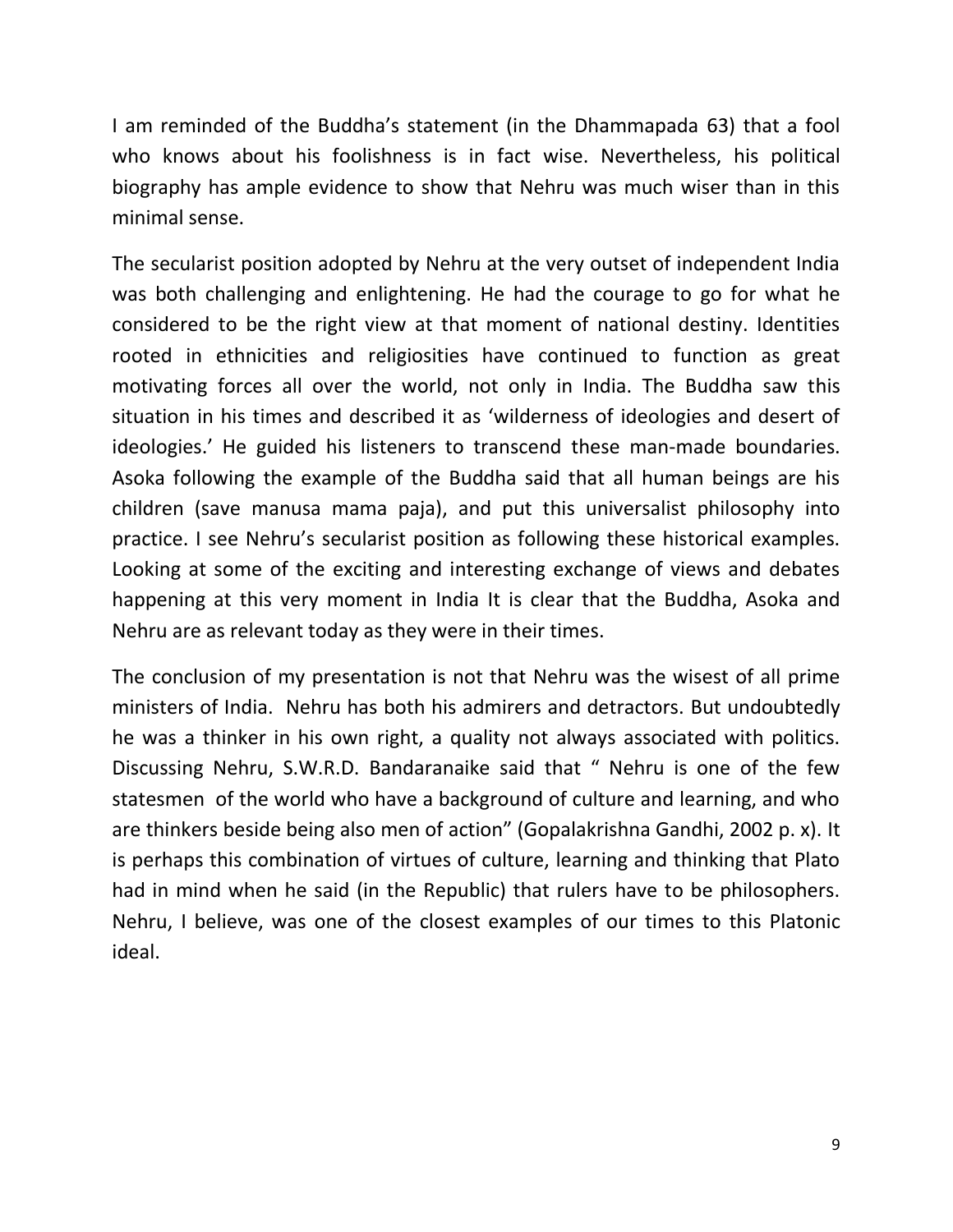I am reminded of the Buddha's statement (in the Dhammapada 63) that a fool who knows about his foolishness is in fact wise. Nevertheless, his political biography has ample evidence to show that Nehru was much wiser than in this minimal sense.

The secularist position adopted by Nehru at the very outset of independent India was both challenging and enlightening. He had the courage to go for what he considered to be the right view at that moment of national destiny. Identities rooted in ethnicities and religiosities have continued to function as great motivating forces all over the world, not only in India. The Buddha saw this situation in his times and described it as 'wilderness of ideologies and desert of ideologies.' He guided his listeners to transcend these man-made boundaries. Asoka following the example of the Buddha said that all human beings are his children (save manusa mama paja), and put this universalist philosophy into practice. I see Nehru's secularist position as following these historical examples. Looking at some of the exciting and interesting exchange of views and debates happening at this very moment in India It is clear that the Buddha, Asoka and Nehru are as relevant today as they were in their times.

The conclusion of my presentation is not that Nehru was the wisest of all prime ministers of India. Nehru has both his admirers and detractors. But undoubtedly he was a thinker in his own right, a quality not always associated with politics. Discussing Nehru, S.W.R.D. Bandaranaike said that " Nehru is one of the few statesmen of the world who have a background of culture and learning, and who are thinkers beside being also men of action" (Gopalakrishna Gandhi, 2002 p. x). It is perhaps this combination of virtues of culture, learning and thinking that Plato had in mind when he said (in the Republic) that rulers have to be philosophers. Nehru, I believe, was one of the closest examples of our times to this Platonic ideal.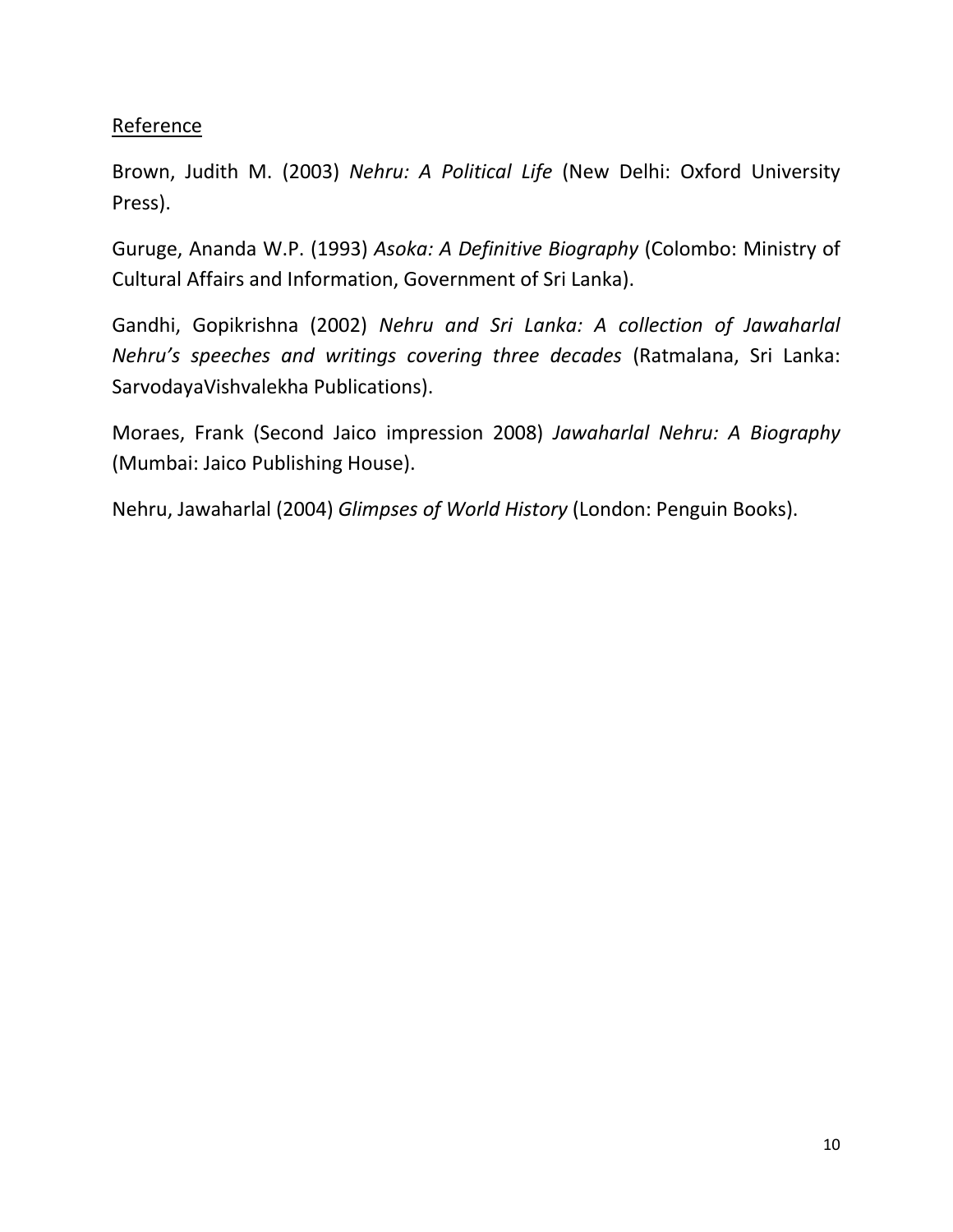## Reference

Brown, Judith M. (2003) *Nehru: A Political Life* (New Delhi: Oxford University Press).

Guruge, Ananda W.P. (1993) *Asoka: A Definitive Biography* (Colombo: Ministry of Cultural Affairs and Information, Government of Sri Lanka).

Gandhi, Gopikrishna (2002) *Nehru and Sri Lanka: A collection of Jawaharlal Nehru's speeches and writings covering three decades* (Ratmalana, Sri Lanka: SarvodayaVishvalekha Publications).

Moraes, Frank (Second Jaico impression 2008) *Jawaharlal Nehru: A Biography* (Mumbai: Jaico Publishing House).

Nehru, Jawaharlal (2004) *Glimpses of World History* (London: Penguin Books).